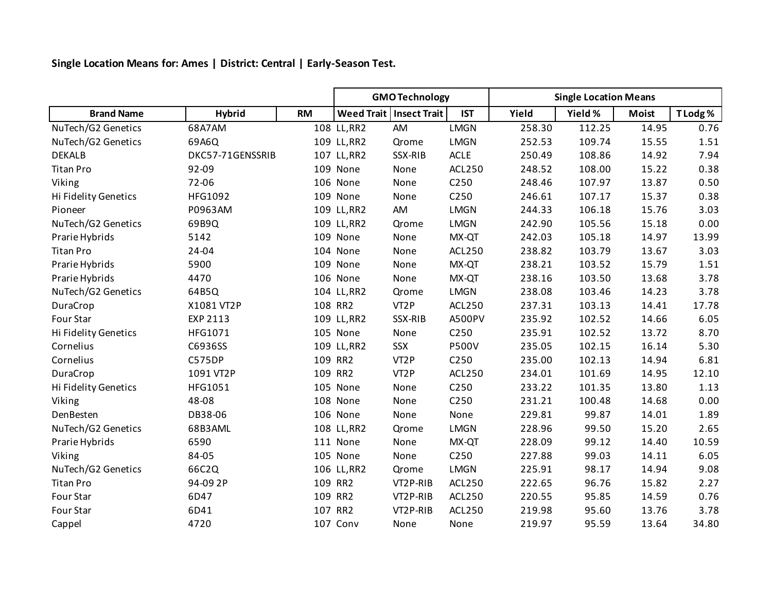**Single Location Means for: Ames | District: Central | Early-Season Test.**

| | | | GMO Technology | | | Single Location Means | | | |
|---|---|---|---|---|---|---|---|---|---|
| **Brand Name** | **Hybrid** | **RM** | **Weed Trait** | **Insect Trait** | **IST** | **Yield** | **Yield %** | **Moist** | **T Lodg %** |
| NuTech/G2 Genetics | 68A7AM | 108 | LL,RR2 | AM | LMGN | 258.30 | 112.25 | 14.95 | 0.76 |
| NuTech/G2 Genetics | 69A6Q | 109 | LL,RR2 | Qrome | LMGN | 252.53 | 109.74 | 15.55 | 1.51 |
| DEKALB | DKC57-71GENSSRIB | 107 | LL,RR2 | SSX-RIB | ACLE | 250.49 | 108.86 | 14.92 | 7.94 |
| Titan Pro | 92-09 | 109 | None | None | ACL250 | 248.52 | 108.00 | 15.22 | 0.38 |
| Viking | 72-06 | 106 | None | None | C250 | 248.46 | 107.97 | 13.87 | 0.50 |
| Hi Fidelity Genetics | HFG1092 | 109 | None | None | C250 | 246.61 | 107.17 | 15.37 | 0.38 |
| Pioneer | P0963AM | 109 | LL,RR2 | AM | LMGN | 244.33 | 106.18 | 15.76 | 3.03 |
| NuTech/G2 Genetics | 69B9Q | 109 | LL,RR2 | Qrome | LMGN | 242.90 | 105.56 | 15.18 | 0.00 |
| Prarie Hybrids | 5142 | 109 | None | None | MX-QT | 242.03 | 105.18 | 14.97 | 13.99 |
| Titan Pro | 24-04 | 104 | None | None | ACL250 | 238.82 | 103.79 | 13.67 | 3.03 |
| Prarie Hybrids | 5900 | 109 | None | None | MX-QT | 238.21 | 103.52 | 15.79 | 1.51 |
| Prarie Hybrids | 4470 | 106 | None | None | MX-QT | 238.16 | 103.50 | 13.68 | 3.78 |
| NuTech/G2 Genetics | 64B5Q | 104 | LL,RR2 | Qrome | LMGN | 238.08 | 103.46 | 14.23 | 3.78 |
| DuraCrop | X1081 VT2P | 108 | RR2 | VT2P | ACL250 | 237.31 | 103.13 | 14.41 | 17.78 |
| Four Star | EXP 2113 | 109 | LL,RR2 | SSX-RIB | A500PV | 235.92 | 102.52 | 14.66 | 6.05 |
| Hi Fidelity Genetics | HFG1071 | 105 | None | None | C250 | 235.91 | 102.52 | 13.72 | 8.70 |
| Cornelius | C6936SS | 109 | LL,RR2 | SSX | P500V | 235.05 | 102.15 | 16.14 | 5.30 |
| Cornelius | C575DP | 109 | RR2 | VT2P | C250 | 235.00 | 102.13 | 14.94 | 6.81 |
| DuraCrop | 1091 VT2P | 109 | RR2 | VT2P | ACL250 | 234.01 | 101.69 | 14.95 | 12.10 |
| Hi Fidelity Genetics | HFG1051 | 105 | None | None | C250 | 233.22 | 101.35 | 13.80 | 1.13 |
| Viking | 48-08 | 108 | None | None | C250 | 231.21 | 100.48 | 14.68 | 0.00 |
| DenBesten | DB38-06 | 106 | None | None | None | 229.81 | 99.87 | 14.01 | 1.89 |
| NuTech/G2 Genetics | 68B3AML | 108 | LL,RR2 | Qrome | LMGN | 228.96 | 99.50 | 15.20 | 2.65 |
| Prarie Hybrids | 6590 | 111 | None | None | MX-QT | 228.09 | 99.12 | 14.40 | 10.59 |
| Viking | 84-05 | 105 | None | None | C250 | 227.88 | 99.03 | 14.11 | 6.05 |
| NuTech/G2 Genetics | 66C2Q | 106 | LL,RR2 | Qrome | LMGN | 225.91 | 98.17 | 14.94 | 9.08 |
| Titan Pro | 94-09 2P | 109 | RR2 | VT2P-RIB | ACL250 | 222.65 | 96.76 | 15.82 | 2.27 |
| Four Star | 6D47 | 109 | RR2 | VT2P-RIB | ACL250 | 220.55 | 95.85 | 14.59 | 0.76 |
| Four Star | 6D41 | 107 | RR2 | VT2P-RIB | ACL250 | 219.98 | 95.60 | 13.76 | 3.78 |
| Cappel | 4720 | 107 | Conv | None | None | 219.97 | 95.59 | 13.64 | 34.80 |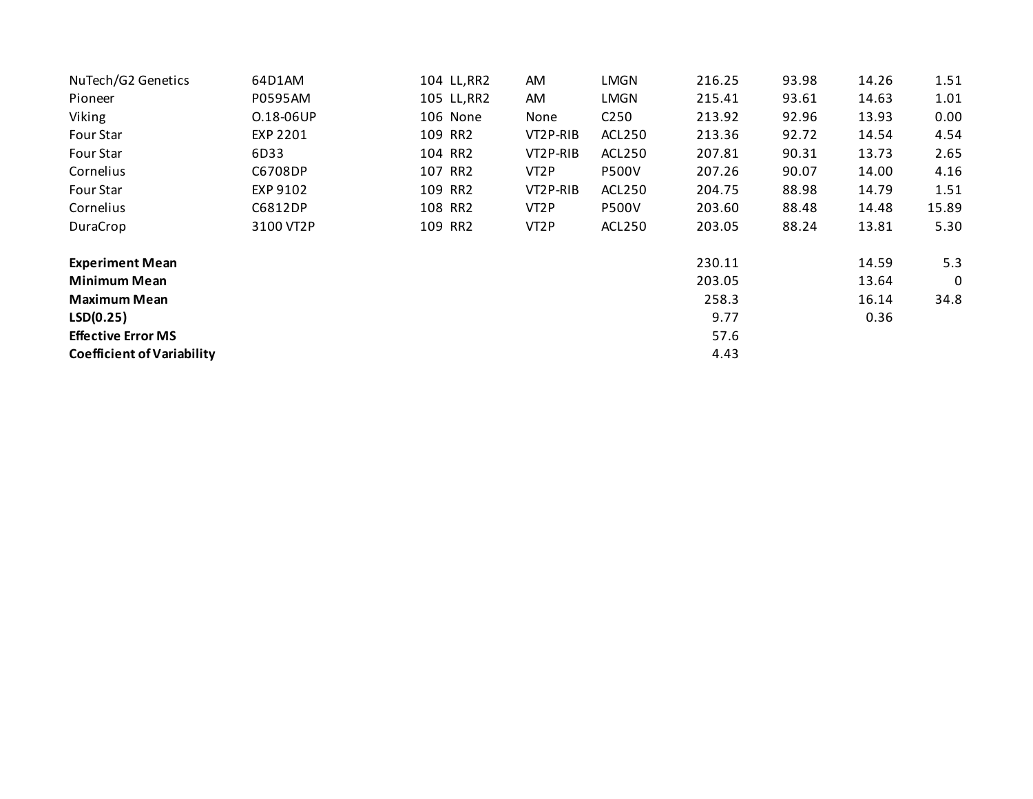| | | | | | | | | | |
|---|---|---|---|---|---|---|---|---|---|
| NuTech/G2 Genetics | 64D1AM | 104 | LL,RR2 | AM | LMGN | 216.25 | 93.98 | 14.26 | 1.51 |
| Pioneer | P0595AM | 105 | LL,RR2 | AM | LMGN | 215.41 | 93.61 | 14.63 | 1.01 |
| Viking | O.18-06UP | 106 | None | None | C250 | 213.92 | 92.96 | 13.93 | 0.00 |
| Four Star | EXP 2201 | 109 | RR2 | VT2P-RIB | ACL250 | 213.36 | 92.72 | 14.54 | 4.54 |
| Four Star | 6D33 | 104 | RR2 | VT2P-RIB | ACL250 | 207.81 | 90.31 | 13.73 | 2.65 |
| Cornelius | C6708DP | 107 | RR2 | VT2P | P500V | 207.26 | 90.07 | 14.00 | 4.16 |
| Four Star | EXP 9102 | 109 | RR2 | VT2P-RIB | ACL250 | 204.75 | 88.98 | 14.79 | 1.51 |
| Cornelius | C6812DP | 108 | RR2 | VT2P | P500V | 203.60 | 88.48 | 14.48 | 15.89 |
| DuraCrop | 3100 VT2P | 109 | RR2 | VT2P | ACL250 | 203.05 | 88.24 | 13.81 | 5.30 |
| **Experiment Mean** | | | | | | 230.11 | | 14.59 | 5.3 |
| **Minimum Mean** | | | | | | 203.05 | | 13.64 | 0 |
| **Maximum Mean** | | | | | | 258.3 | | 16.14 | 34.8 |
| **LSD(0.25)** | | | | | | 9.77 | | 0.36 | |
| **Effective Error MS** | | | | | | 57.6 | | | |
| **Coefficient of Variability** | | | | | | 4.43 | | | |